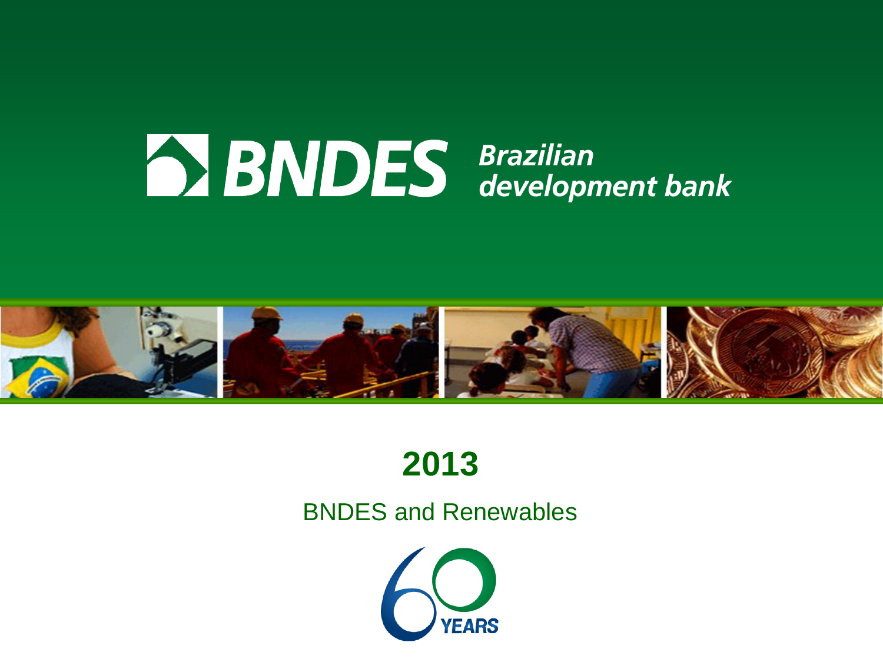# BNDES Brazilian development bank

## 2013

BNDES and Renewables

60 YEARS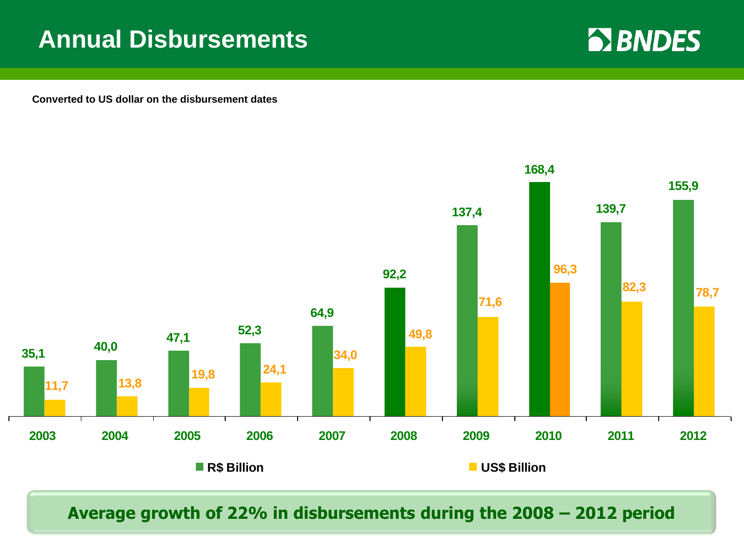# Annual Disbursements

**Converted to US dollar on the disbursement dates**

| Year | R$ Billion | US$ Billion |
|---|---|---|
| 2003 | 35,1 | 11,7 |
| 2004 | 40,0 | 13,8 |
| 2005 | 47,1 | 19,8 |
| 2006 | 52,3 | 24,1 |
| 2007 | 64,9 | 34,0 |
| 2008 | 92,2 | 49,8 |
| 2009 | 137,4 | 71,6 |
| 2010 | 168,4 | 96,3 |
| 2011 | 139,7 | 82,3 |
| 2012 | 155,9 | 78,7 |

**Average growth of 22% in disbursements during the 2008 – 2012 period**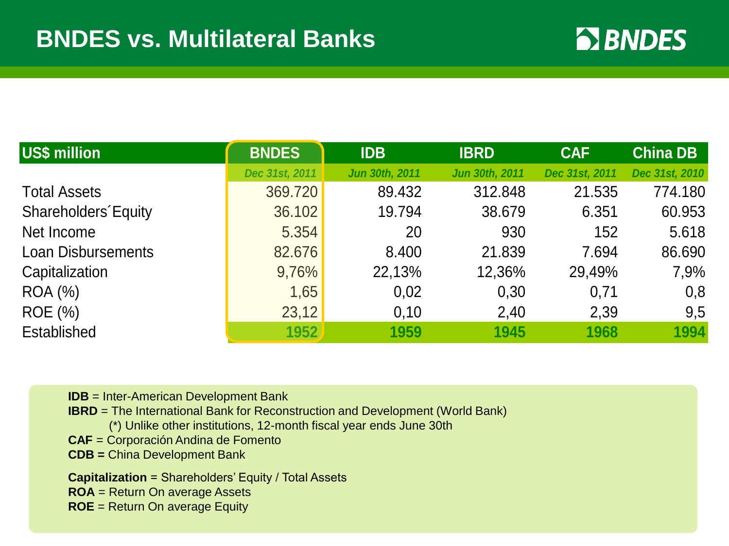# BNDES vs. Multilateral Banks

| US$ million | BNDES | IDB | IBRD | CAF | China DB |
|---|---|---|---|---|---|
| | *Dec 31st, 2011* | *Jun 30th, 2011* | *Jun 30th, 2011* | *Dec 31st, 2011* | *Dec 31st, 2010* |
| Total Assets | 369.720 | 89.432 | 312.848 | 21.535 | 774.180 |
| Shareholders´Equity | 36.102 | 19.794 | 38.679 | 6.351 | 60.953 |
| Net Income | 5.354 | 20 | 930 | 152 | 5.618 |
| Loan Disbursements | 82.676 | 8.400 | 21.839 | 7.694 | 86.690 |
| Capitalization | 9,76% | 22,13% | 12,36% | 29,49% | 7,9% |
| ROA (%) | 1,65 | 0,02 | 0,30 | 0,71 | 0,8 |
| ROE (%) | 23,12 | 0,10 | 2,40 | 2,39 | 9,5 |
| Established | **1952** | **1959** | **1945** | **1968** | **1994** |

**IDB** = Inter-American Development Bank
**IBRD** = The International Bank for Reconstruction and Development (World Bank)
(*) Unlike other institutions, 12-month fiscal year ends June 30th
**CAF** = Corporación Andina de Fomento
**CDB =** China Development Bank

**Capitalization** = Shareholders' Equity / Total Assets
**ROA** = Return On average Assets
**ROE** = Return On average Equity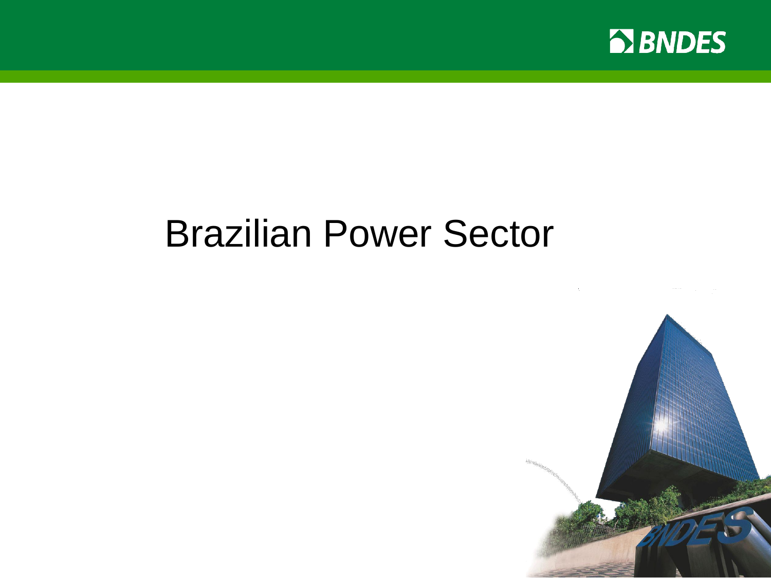# Brazilian Power Sector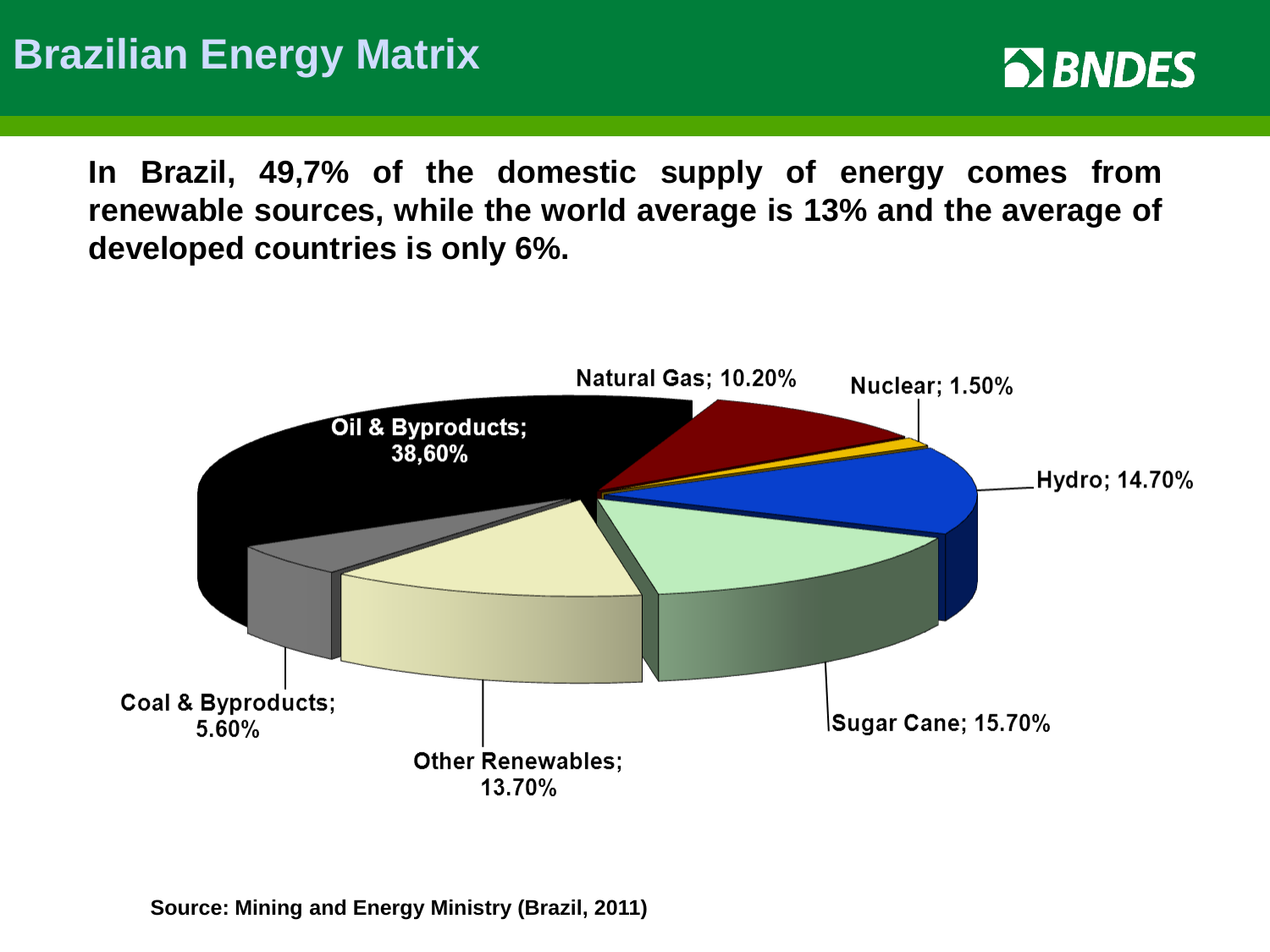# Brazilian Energy Matrix

**In Brazil, 49,7% of the domestic supply of energy comes from renewable sources, while the world average is 13% and the average of developed countries is only 6%.**

Oil & Byproducts; 38,60%

Natural Gas; 10.20%

Nuclear; 1.50%

Hydro; 14.70%

Sugar Cane; 15.70%

Other Renewables; 13.70%

Coal & Byproducts; 5.60%

**Source: Mining and Energy Ministry (Brazil, 2011)**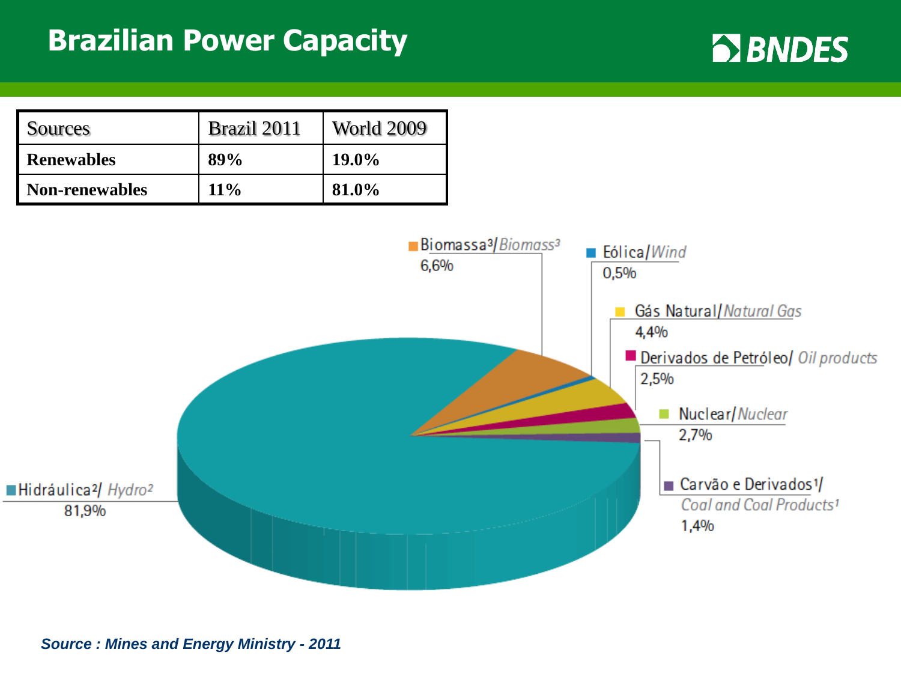# Brazilian Power Capacity

BNDES

| Sources | Brazil 2011 | World 2009 |
|---|---|---|
| **Renewables** | **89%** | **19.0%** |
| **Non-renewables** | **11%** | **81.0%** |

Biomassa[3]/ *Biomass*[3] 6,6%

Eólica/ *Wind* 0,5%

Gás Natural/ *Natural Gas* 4,4%

Derivados de Petróleo/ *Oil products* 2,5%

Nuclear/ *Nuclear* 2,7%

Carvão e Derivados[1]/ *Coal and Coal Products*[1] 1,4%

Hidráulica[2]/ *Hydro*[2] 81,9%

***Source : Mines and Energy Ministry - 2011***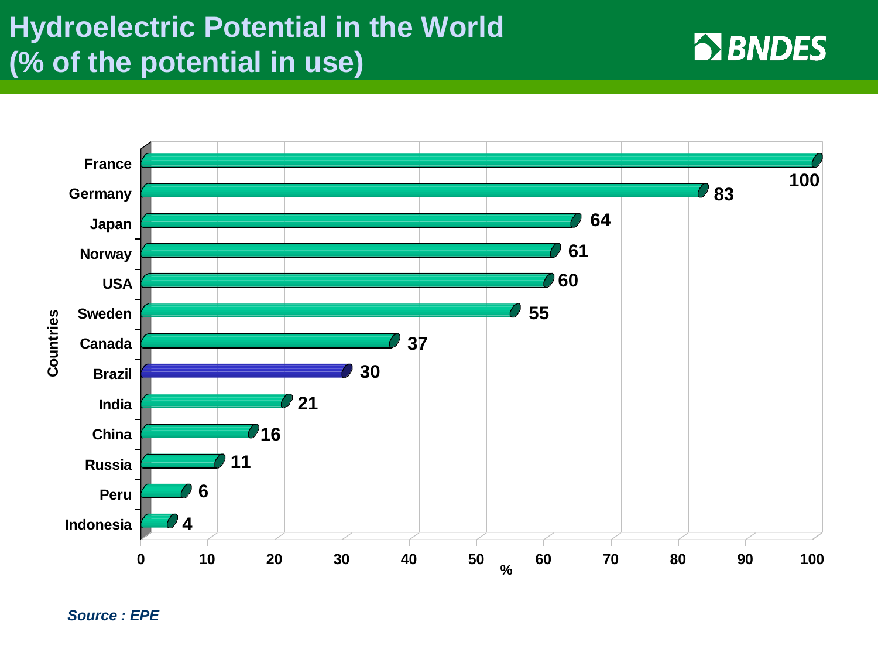# Hydroelectric Potential in the World (% of the potential in use)

| Countries | % |
| --- | --- |
| France | 100 |
| Germany | 83 |
| Japan | 64 |
| Norway | 61 |
| USA | 60 |
| Sweden | 55 |
| Canada | 37 |
| Brazil | 30 |
| India | 21 |
| China | 16 |
| Russia | 11 |
| Peru | 6 |
| Indonesia | 4 |

*Source : EPE*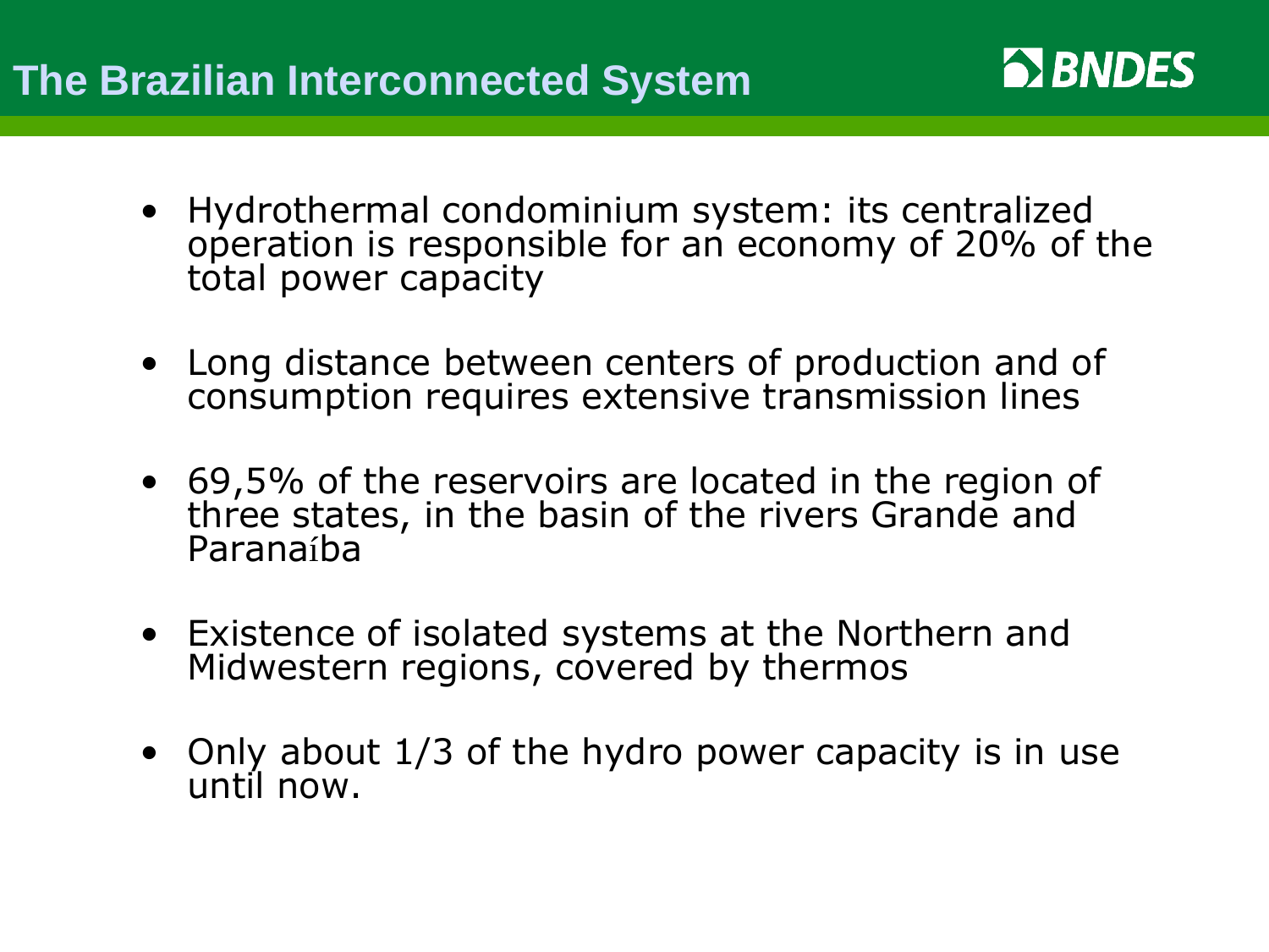# The Brazilian Interconnected System

- Hydrothermal condominium system: its centralized operation is responsible for an economy of 20% of the total power capacity
- Long distance between centers of production and of consumption requires extensive transmission lines
- 69,5% of the reservoirs are located in the region of three states, in the basin of the rivers Grande and Paranaíba
- Existence of isolated systems at the Northern and Midwestern regions, covered by thermos
- Only about 1/3 of the hydro power capacity is in use until now.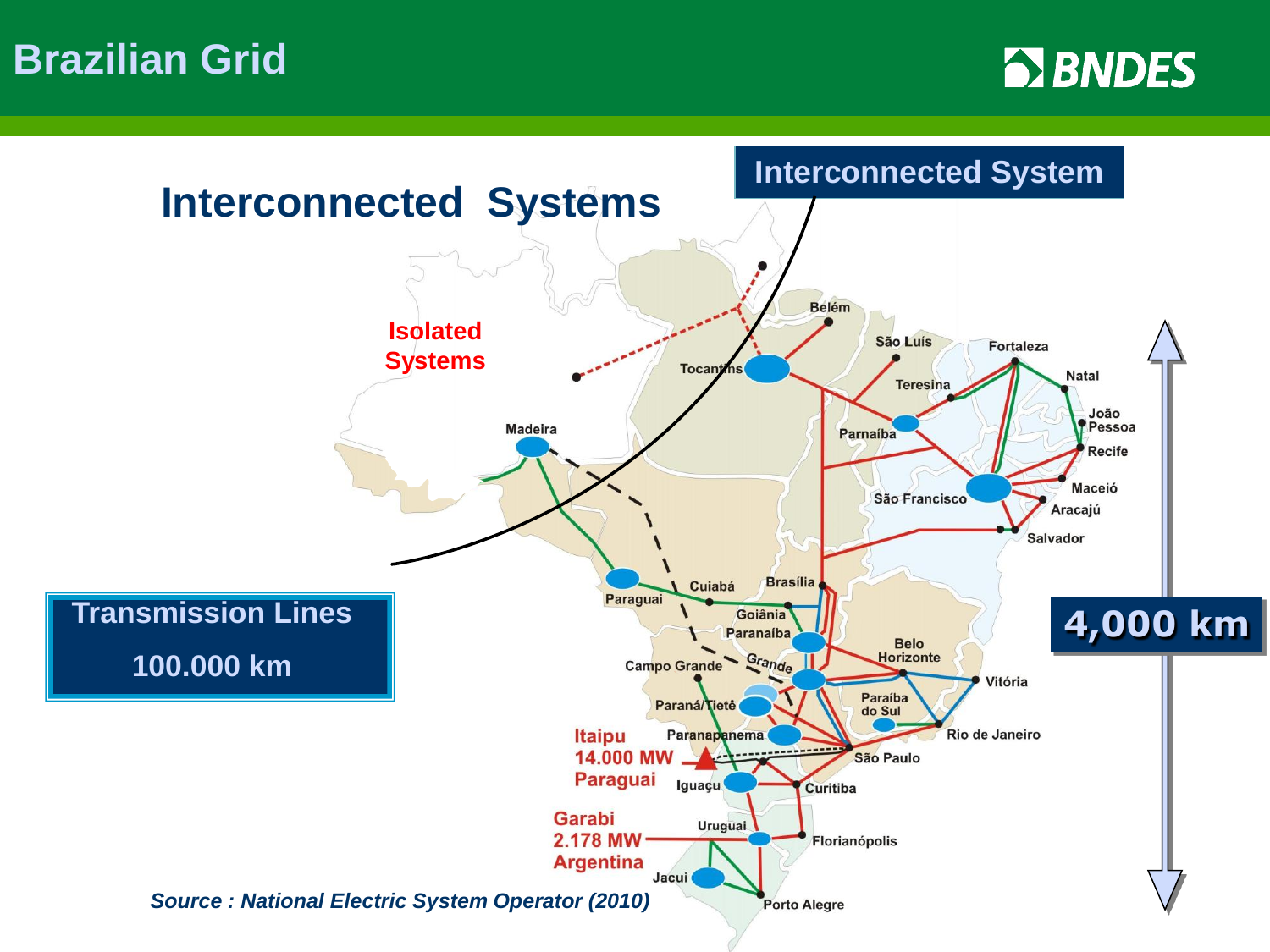# Brazilian Grid

BNDES

## Interconnected Systems

Interconnected System

Isolated Systems

Transmission Lines

100.000 km

4,000 km

Madeira

Tocantins

Belém

São Luís

Fortaleza

Natal

Teresina

Parnaíba

João Pessoa

Recife

Maceió

São Francisco

Aracajú

Salvador

Cuiabá

Brasília

Paraguai

Goiânia

Paranaíba

Belo Horizonte

Campo Grande

Grande

Vitória

Paraná/Tietê

Paraíba do Sul

Paranapanema

Rio de Janeiro

Itaipu 14.000 MW Paraguai

São Paulo

Iguaçu

Curitiba

Garabi 2.178 MW Argentina

Uruguai

Florianópolis

Jacui

Porto Alegre

*Source : National Electric System Operator (2010)*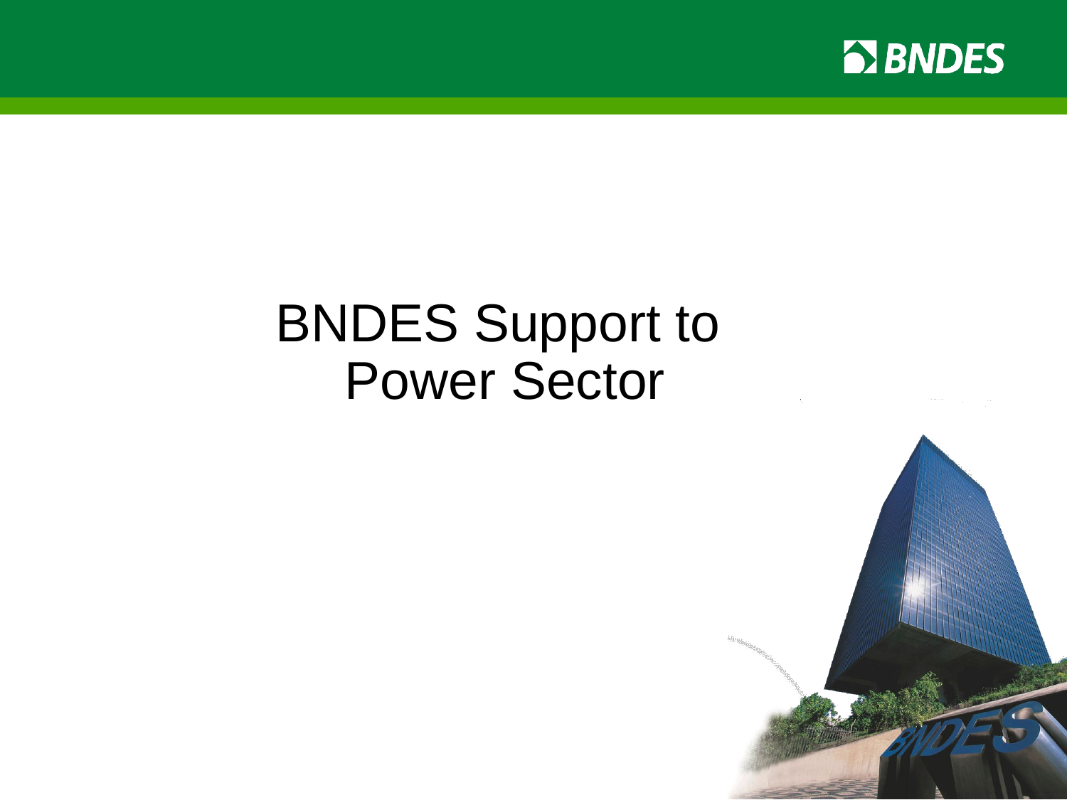# BNDES Support to Power Sector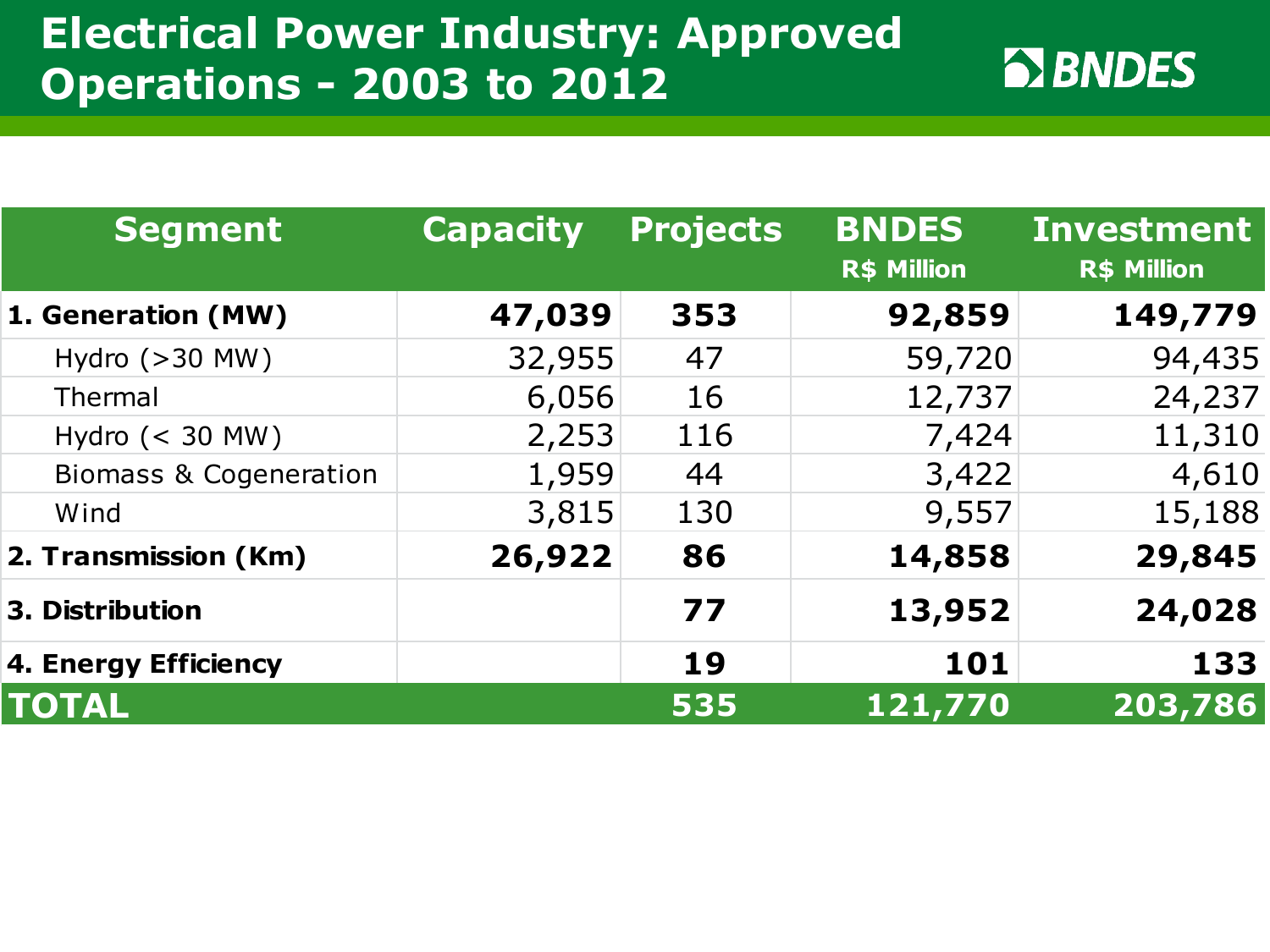# Electrical Power Industry: Approved Operations - 2003 to 2012

| Segment | Capacity | Projects | BNDES R$ Million | Investment R$ Million |
|---|---|---|---|---|
| **1. Generation (MW)** | **47,039** | **353** | **92,859** | **149,779** |
| Hydro (>30 MW) | 32,955 | 47 | 59,720 | 94,435 |
| Thermal | 6,056 | 16 | 12,737 | 24,237 |
| Hydro (< 30 MW) | 2,253 | 116 | 7,424 | 11,310 |
| Biomass & Cogeneration | 1,959 | 44 | 3,422 | 4,610 |
| Wind | 3,815 | 130 | 9,557 | 15,188 |
| **2. Transmission (Km)** | **26,922** | **86** | **14,858** | **29,845** |
| **3. Distribution** | | **77** | **13,952** | **24,028** |
| **4. Energy Efficiency** | | **19** | **101** | **133** |
| **TOTAL** | | **535** | **121,770** | **203,786** |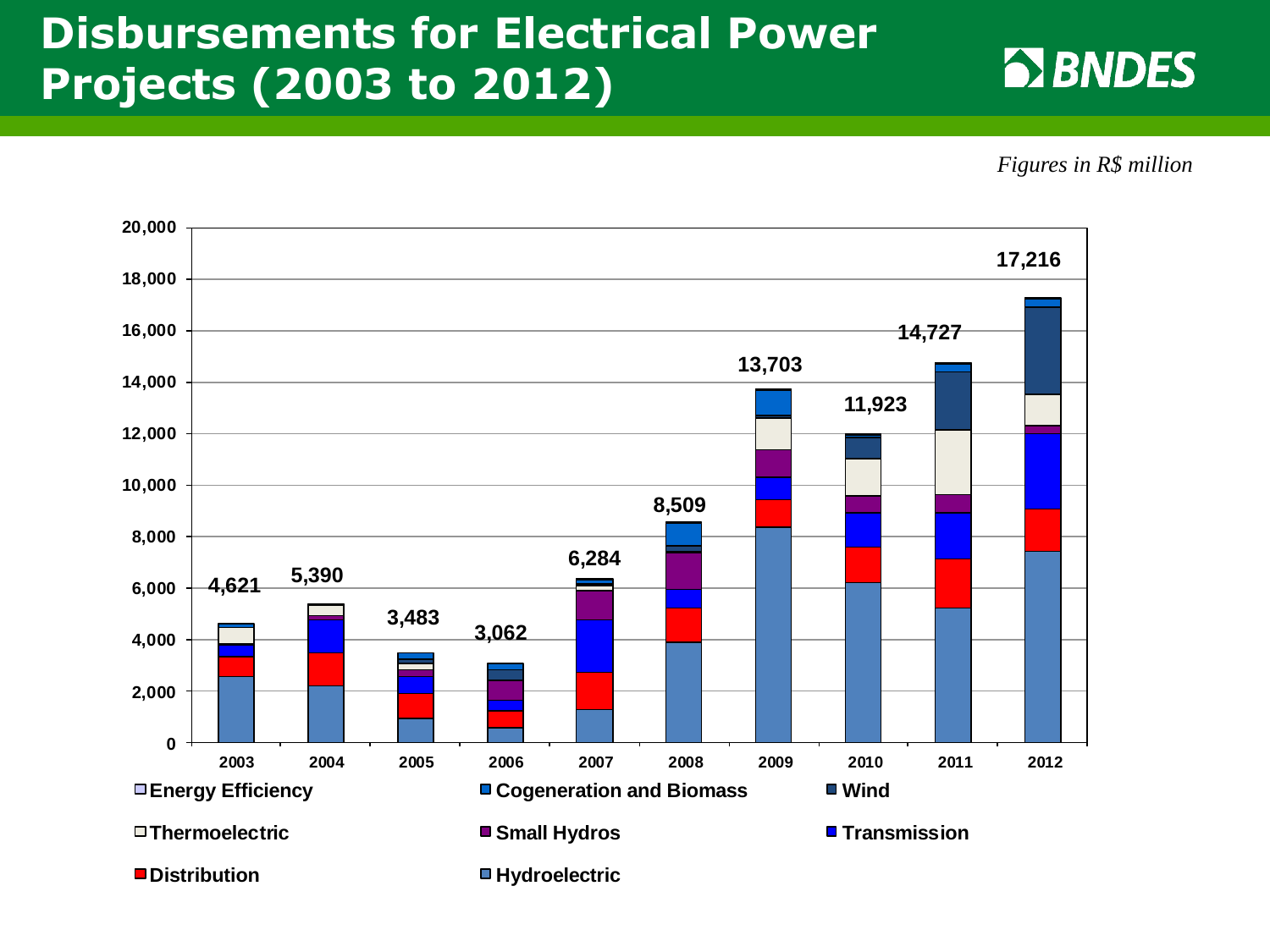# Disbursements for Electrical Power Projects (2003 to 2012)

BNDES

*Figures in R$ million*

| Year | Total |
|---|---|
| 2003 | 4,621 |
| 2004 | 5,390 |
| 2005 | 3,483 |
| 2006 | 3,062 |
| 2007 | 6,284 |
| 2008 | 8,509 |
| 2009 | 13,703 |
| 2010 | 11,923 |
| 2011 | 14,727 |
| 2012 | 17,216 |

Legend: Energy Efficiency; Cogeneration and Biomass; Wind; Thermoelectric; Small Hydros; Transmission; Distribution; Hydroelectric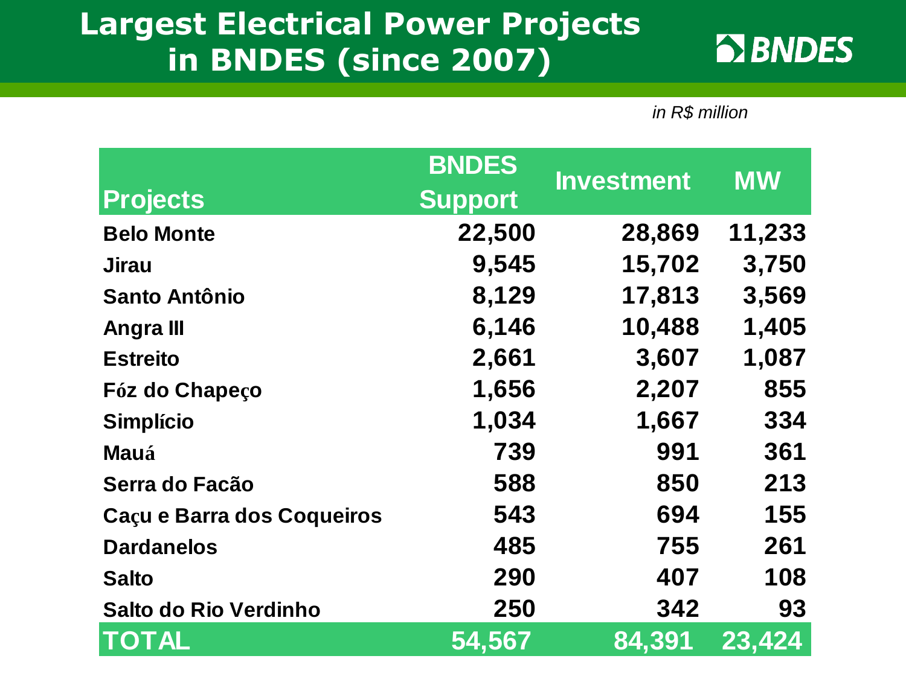# Largest Electrical Power Projects in BNDES (since 2007)

BNDES

*in R$ million*

| Projects | BNDES Support | Investment | MW |
|---|---|---|---|
| Belo Monte | 22,500 | 28,869 | 11,233 |
| Jirau | 9,545 | 15,702 | 3,750 |
| Santo Antônio | 8,129 | 17,813 | 3,569 |
| Angra III | 6,146 | 10,488 | 1,405 |
| Estreito | 2,661 | 3,607 | 1,087 |
| Fóz do Chapeço | 1,656 | 2,207 | 855 |
| Simplício | 1,034 | 1,667 | 334 |
| Mauá | 739 | 991 | 361 |
| Serra do Facão | 588 | 850 | 213 |
| Caçu e Barra dos Coqueiros | 543 | 694 | 155 |
| Dardanelos | 485 | 755 | 261 |
| Salto | 290 | 407 | 108 |
| Salto do Rio Verdinho | 250 | 342 | 93 |
| **TOTAL** | **54,567** | **84,391** | **23,424** |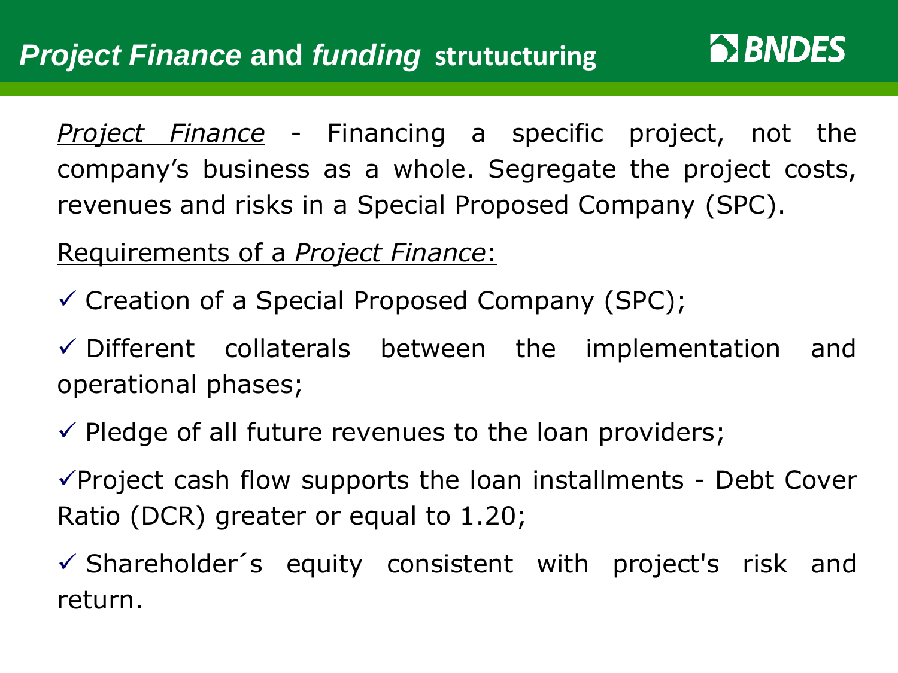# *Project Finance* and *funding* strutucturing

*Project Finance* - Financing a specific project, not the company's business as a whole. Segregate the project costs, revenues and risks in a Special Proposed Company (SPC).

Requirements of a *Project Finance*:

- ✓ Creation of a Special Proposed Company (SPC);
- ✓ Different collaterals between the implementation and operational phases;
- ✓ Pledge of all future revenues to the loan providers;
- ✓ Project cash flow supports the loan installments - Debt Cover Ratio (DCR) greater or equal to 1.20;
- ✓ Shareholder´s equity consistent with project's risk and return.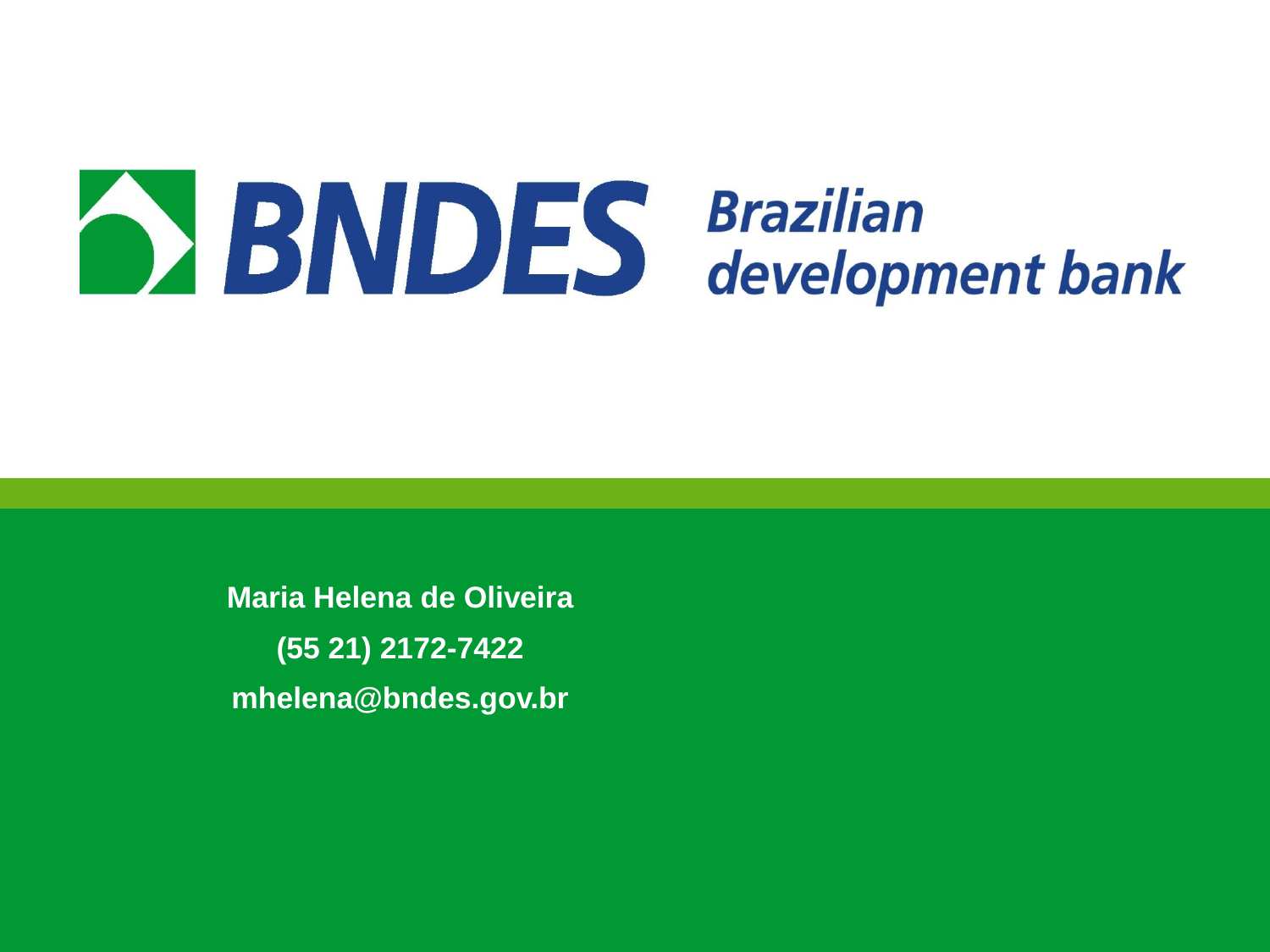# BNDES Brazilian development bank

**Maria Helena de Oliveira**

**(55 21) 2172-7422**

**mhelena@bndes.gov.br**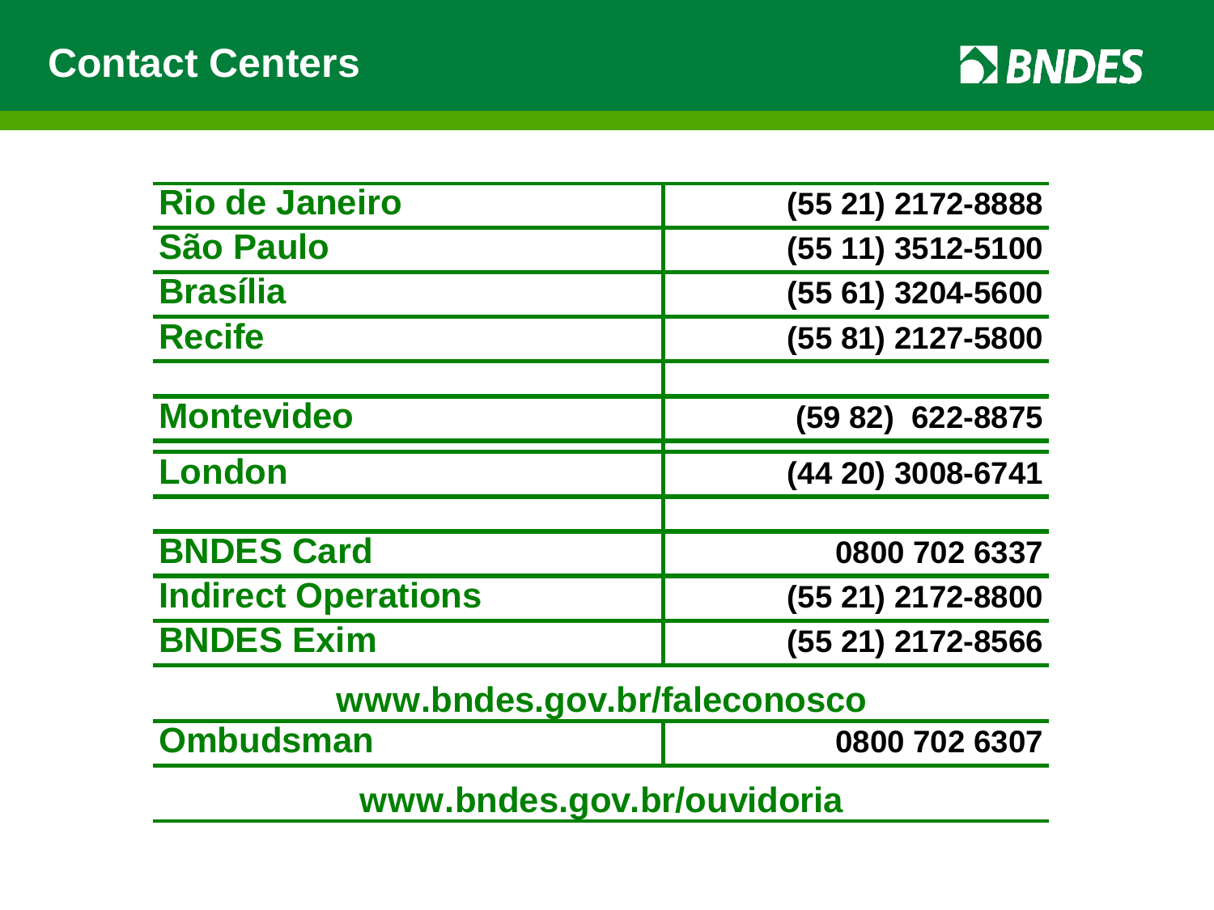# Contact Centers

BNDES

| | |
|---|---|
| Rio de Janeiro | (55 21) 2172-8888 |
| São Paulo | (55 11) 3512-5100 |
| Brasília | (55 61) 3204-5600 |
| Recife | (55 81) 2127-5800 |
| | |
| Montevideo | (59 82) 622-8875 |
| London | (44 20) 3008-6741 |
| | |
| BNDES Card | 0800 702 6337 |
| Indirect Operations | (55 21) 2172-8800 |
| BNDES Exim | (55 21) 2172-8566 |

www.bndes.gov.br/faleconosco

| | |
|---|---|
| Ombudsman | 0800 702 6307 |

www.bndes.gov.br/ouvidoria